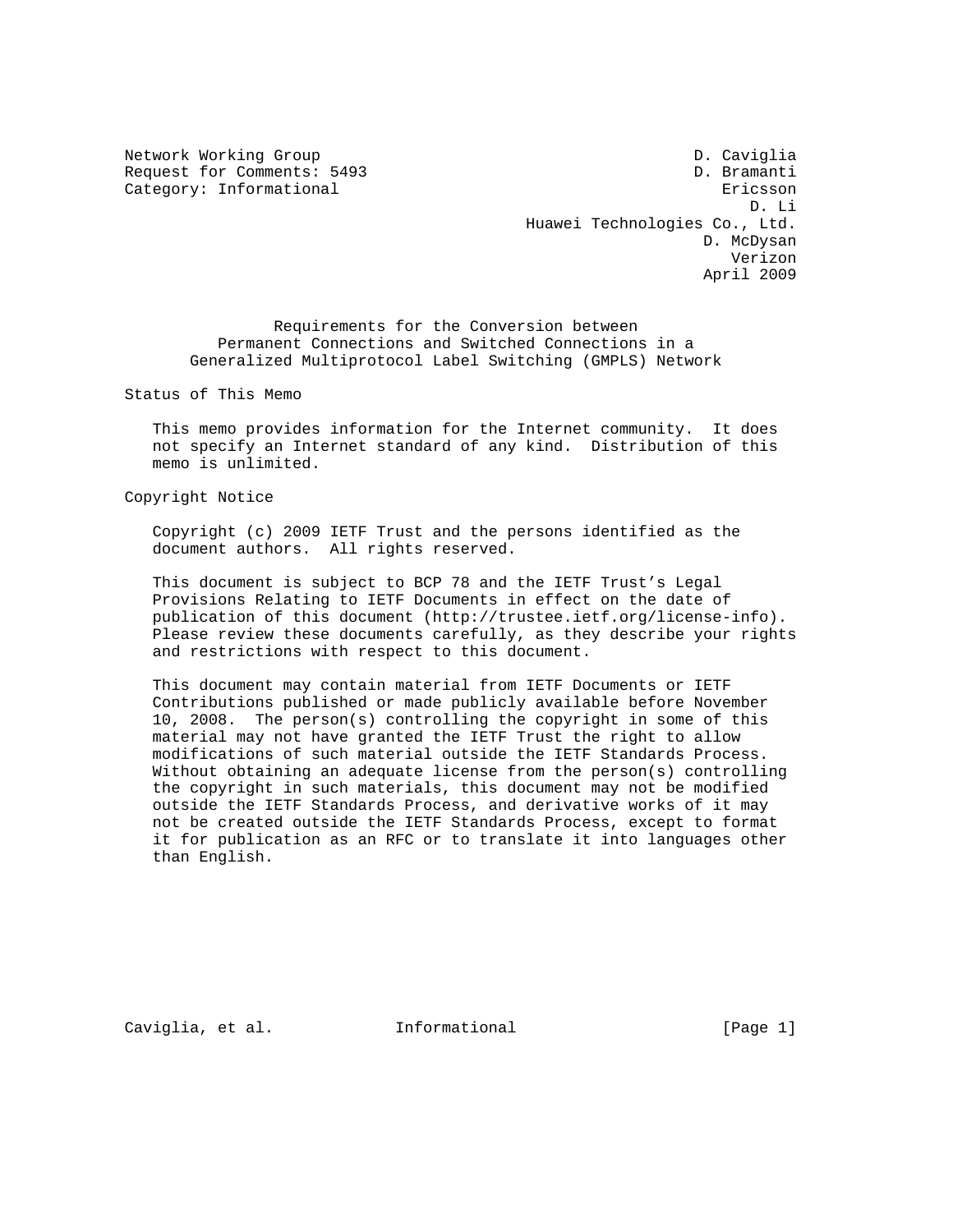Network Working Group D. Caviglia
Request for Comments: 5493 D. Bramanti
Category: Informational Ericsson
D. Li
Huawei Technologies Co., Ltd.
D. McDysan
Verizon
April 2009

# Requirements for the Conversion between Permanent Connections and Switched Connections in a Generalized Multiprotocol Label Switching (GMPLS) Network

## Status of This Memo

This memo provides information for the Internet community. It does not specify an Internet standard of any kind. Distribution of this memo is unlimited.

## Copyright Notice

Copyright (c) 2009 IETF Trust and the persons identified as the document authors. All rights reserved.

This document is subject to BCP 78 and the IETF Trust's Legal Provisions Relating to IETF Documents in effect on the date of publication of this document (http://trustee.ietf.org/license-info). Please review these documents carefully, as they describe your rights and restrictions with respect to this document.

This document may contain material from IETF Documents or IETF Contributions published or made publicly available before November 10, 2008. The person(s) controlling the copyright in some of this material may not have granted the IETF Trust the right to allow modifications of such material outside the IETF Standards Process. Without obtaining an adequate license from the person(s) controlling the copyright in such materials, this document may not be modified outside the IETF Standards Process, and derivative works of it may not be created outside the IETF Standards Process, except to format it for publication as an RFC or to translate it into languages other than English.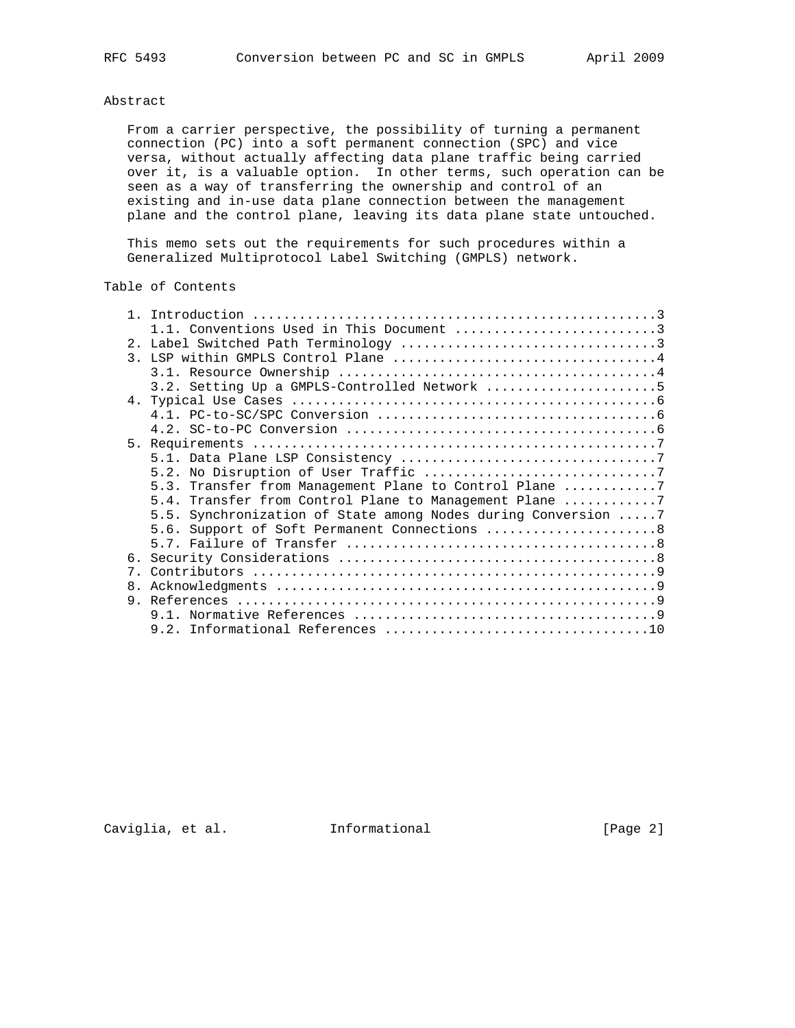## Abstract

From a carrier perspective, the possibility of turning a permanent connection (PC) into a soft permanent connection (SPC) and vice versa, without actually affecting data plane traffic being carried over it, is a valuable option. In other terms, such operation can be seen as a way of transferring the ownership and control of an existing and in-use data plane connection between the management plane and the control plane, leaving its data plane state untouched.

This memo sets out the requirements for such procedures within a Generalized Multiprotocol Label Switching (GMPLS) network.

## Table of Contents

```
   1. Introduction ....................................................3
      1.1. Conventions Used in This Document ..........................3
   2. Label Switched Path Terminology .................................3
   3. LSP within GMPLS Control Plane ..................................4
      3.1. Resource Ownership .........................................4
      3.2. Setting Up a GMPLS-Controlled Network ......................5
   4. Typical Use Cases ...............................................6
      4.1. PC-to-SC/SPC Conversion ....................................6
      4.2. SC-to-PC Conversion ........................................6
   5. Requirements ....................................................7
      5.1. Data Plane LSP Consistency .................................7
      5.2. No Disruption of User Traffic ..............................7
      5.3. Transfer from Management Plane to Control Plane ............7
      5.4. Transfer from Control Plane to Management Plane ............7
      5.5. Synchronization of State among Nodes during Conversion .....7
      5.6. Support of Soft Permanent Connections ......................8
      5.7. Failure of Transfer ........................................8
   6. Security Considerations .........................................8
   7. Contributors ....................................................9
   8. Acknowledgments .................................................9
   9. References ......................................................9
      9.1. Normative References .......................................9
      9.2. Informational References ..................................10
```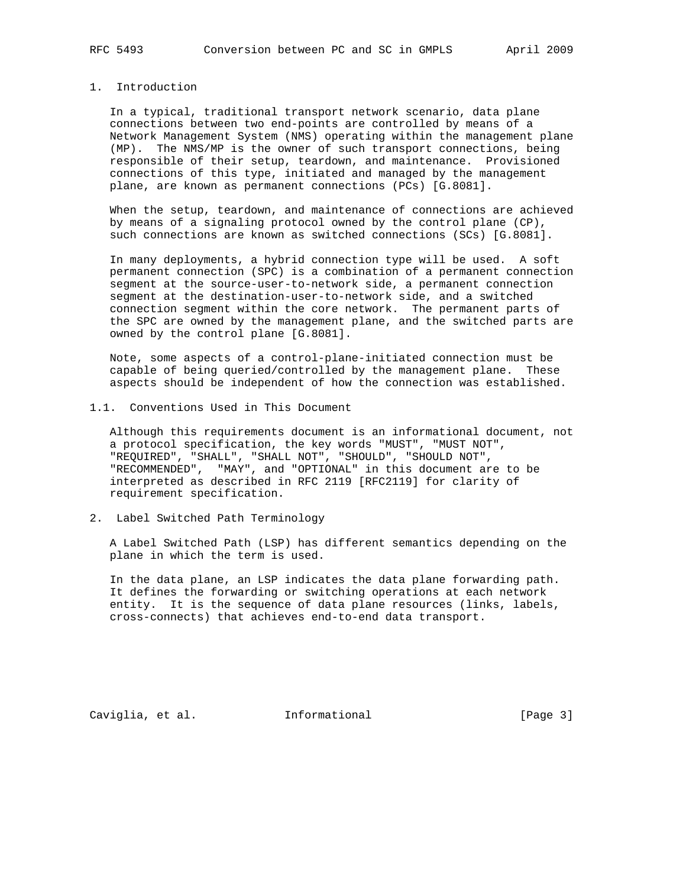# 1. Introduction

In a typical, traditional transport network scenario, data plane connections between two end-points are controlled by means of a Network Management System (NMS) operating within the management plane (MP). The NMS/MP is the owner of such transport connections, being responsible of their setup, teardown, and maintenance. Provisioned connections of this type, initiated and managed by the management plane, are known as permanent connections (PCs) [G.8081].

When the setup, teardown, and maintenance of connections are achieved by means of a signaling protocol owned by the control plane (CP), such connections are known as switched connections (SCs) [G.8081].

In many deployments, a hybrid connection type will be used. A soft permanent connection (SPC) is a combination of a permanent connection segment at the source-user-to-network side, a permanent connection segment at the destination-user-to-network side, and a switched connection segment within the core network. The permanent parts of the SPC are owned by the management plane, and the switched parts are owned by the control plane [G.8081].

Note, some aspects of a control-plane-initiated connection must be capable of being queried/controlled by the management plane. These aspects should be independent of how the connection was established.

## 1.1. Conventions Used in This Document

Although this requirements document is an informational document, not a protocol specification, the key words "MUST", "MUST NOT", "REQUIRED", "SHALL", "SHALL NOT", "SHOULD", "SHOULD NOT", "RECOMMENDED", "MAY", and "OPTIONAL" in this document are to be interpreted as described in RFC 2119 [RFC2119] for clarity of requirement specification.

# 2. Label Switched Path Terminology

A Label Switched Path (LSP) has different semantics depending on the plane in which the term is used.

In the data plane, an LSP indicates the data plane forwarding path. It defines the forwarding or switching operations at each network entity. It is the sequence of data plane resources (links, labels, cross-connects) that achieves end-to-end data transport.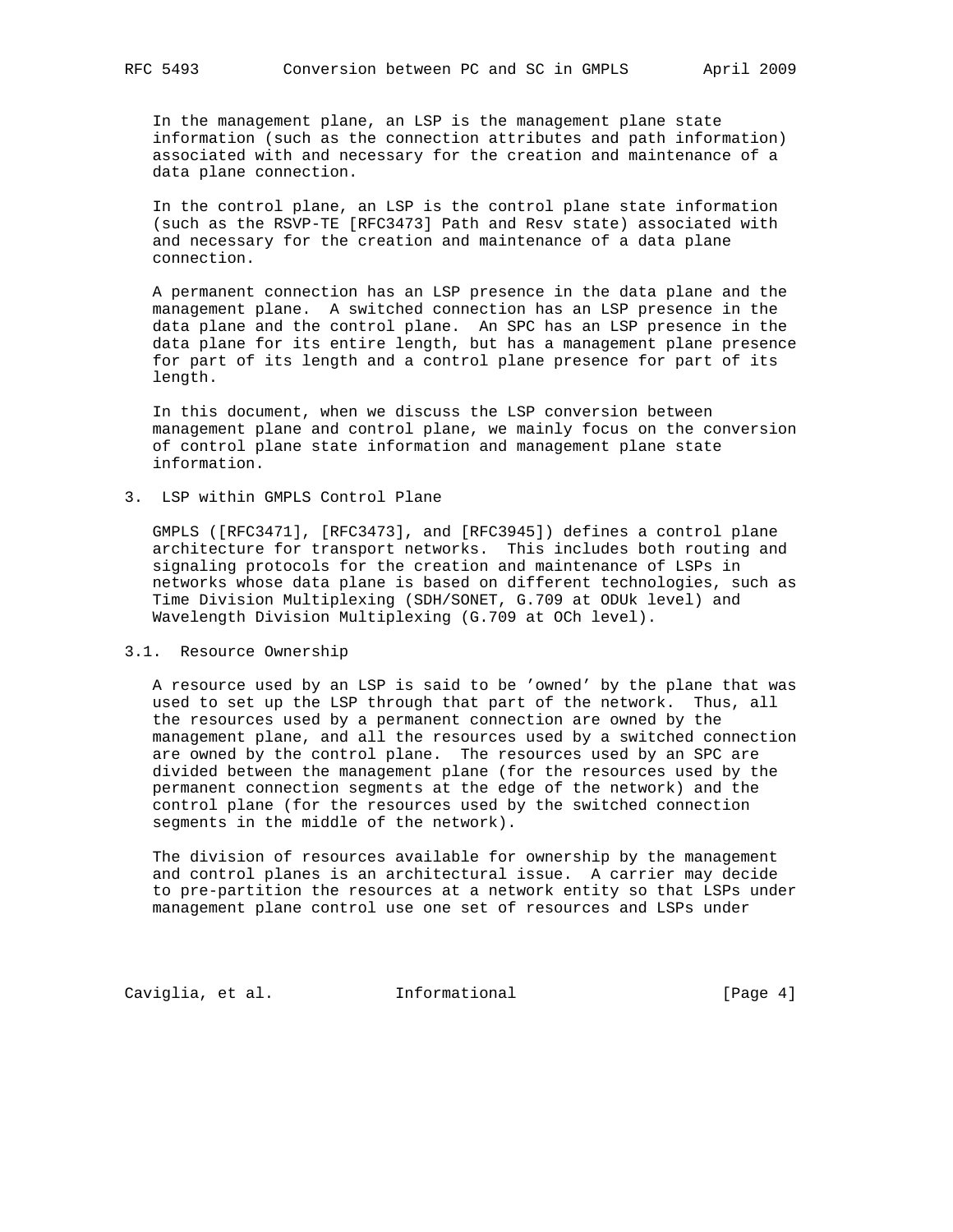In the management plane, an LSP is the management plane state information (such as the connection attributes and path information) associated with and necessary for the creation and maintenance of a data plane connection.

In the control plane, an LSP is the control plane state information (such as the RSVP-TE [RFC3473] Path and Resv state) associated with and necessary for the creation and maintenance of a data plane connection.

A permanent connection has an LSP presence in the data plane and the management plane. A switched connection has an LSP presence in the data plane and the control plane. An SPC has an LSP presence in the data plane for its entire length, but has a management plane presence for part of its length and a control plane presence for part of its length.

In this document, when we discuss the LSP conversion between management plane and control plane, we mainly focus on the conversion of control plane state information and management plane state information.

## 3. LSP within GMPLS Control Plane

GMPLS ([RFC3471], [RFC3473], and [RFC3945]) defines a control plane architecture for transport networks. This includes both routing and signaling protocols for the creation and maintenance of LSPs in networks whose data plane is based on different technologies, such as Time Division Multiplexing (SDH/SONET, G.709 at ODUk level) and Wavelength Division Multiplexing (G.709 at OCh level).

### 3.1. Resource Ownership

A resource used by an LSP is said to be 'owned' by the plane that was used to set up the LSP through that part of the network. Thus, all the resources used by a permanent connection are owned by the management plane, and all the resources used by a switched connection are owned by the control plane. The resources used by an SPC are divided between the management plane (for the resources used by the permanent connection segments at the edge of the network) and the control plane (for the resources used by the switched connection segments in the middle of the network).

The division of resources available for ownership by the management and control planes is an architectural issue. A carrier may decide to pre-partition the resources at a network entity so that LSPs under management plane control use one set of resources and LSPs under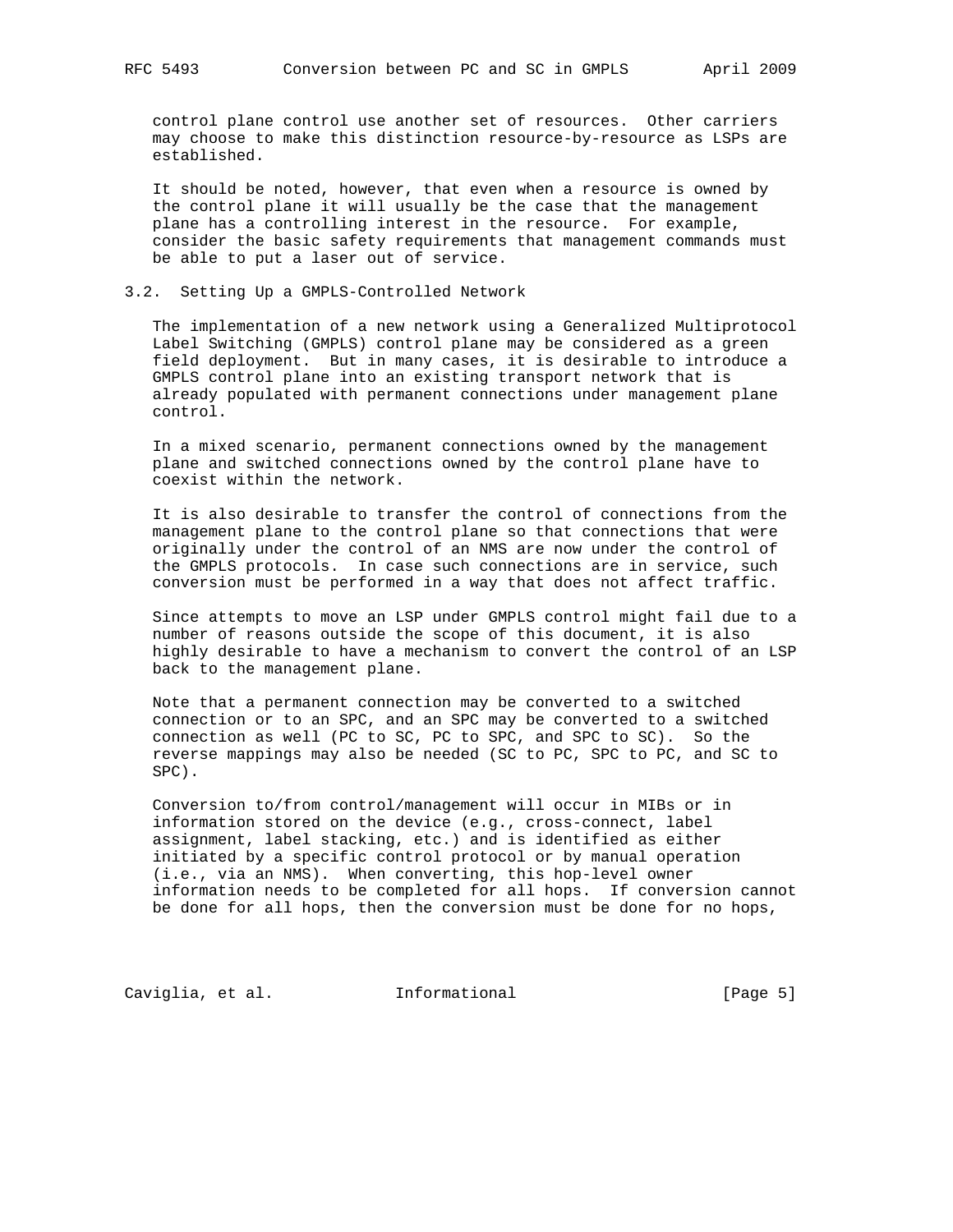control plane control use another set of resources. Other carriers may choose to make this distinction resource-by-resource as LSPs are established.

It should be noted, however, that even when a resource is owned by the control plane it will usually be the case that the management plane has a controlling interest in the resource. For example, consider the basic safety requirements that management commands must be able to put a laser out of service.

### 3.2. Setting Up a GMPLS-Controlled Network

The implementation of a new network using a Generalized Multiprotocol Label Switching (GMPLS) control plane may be considered as a green field deployment. But in many cases, it is desirable to introduce a GMPLS control plane into an existing transport network that is already populated with permanent connections under management plane control.

In a mixed scenario, permanent connections owned by the management plane and switched connections owned by the control plane have to coexist within the network.

It is also desirable to transfer the control of connections from the management plane to the control plane so that connections that were originally under the control of an NMS are now under the control of the GMPLS protocols. In case such connections are in service, such conversion must be performed in a way that does not affect traffic.

Since attempts to move an LSP under GMPLS control might fail due to a number of reasons outside the scope of this document, it is also highly desirable to have a mechanism to convert the control of an LSP back to the management plane.

Note that a permanent connection may be converted to a switched connection or to an SPC, and an SPC may be converted to a switched connection as well (PC to SC, PC to SPC, and SPC to SC). So the reverse mappings may also be needed (SC to PC, SPC to PC, and SC to SPC).

Conversion to/from control/management will occur in MIBs or in information stored on the device (e.g., cross-connect, label assignment, label stacking, etc.) and is identified as either initiated by a specific control protocol or by manual operation (i.e., via an NMS). When converting, this hop-level owner information needs to be completed for all hops. If conversion cannot be done for all hops, then the conversion must be done for no hops,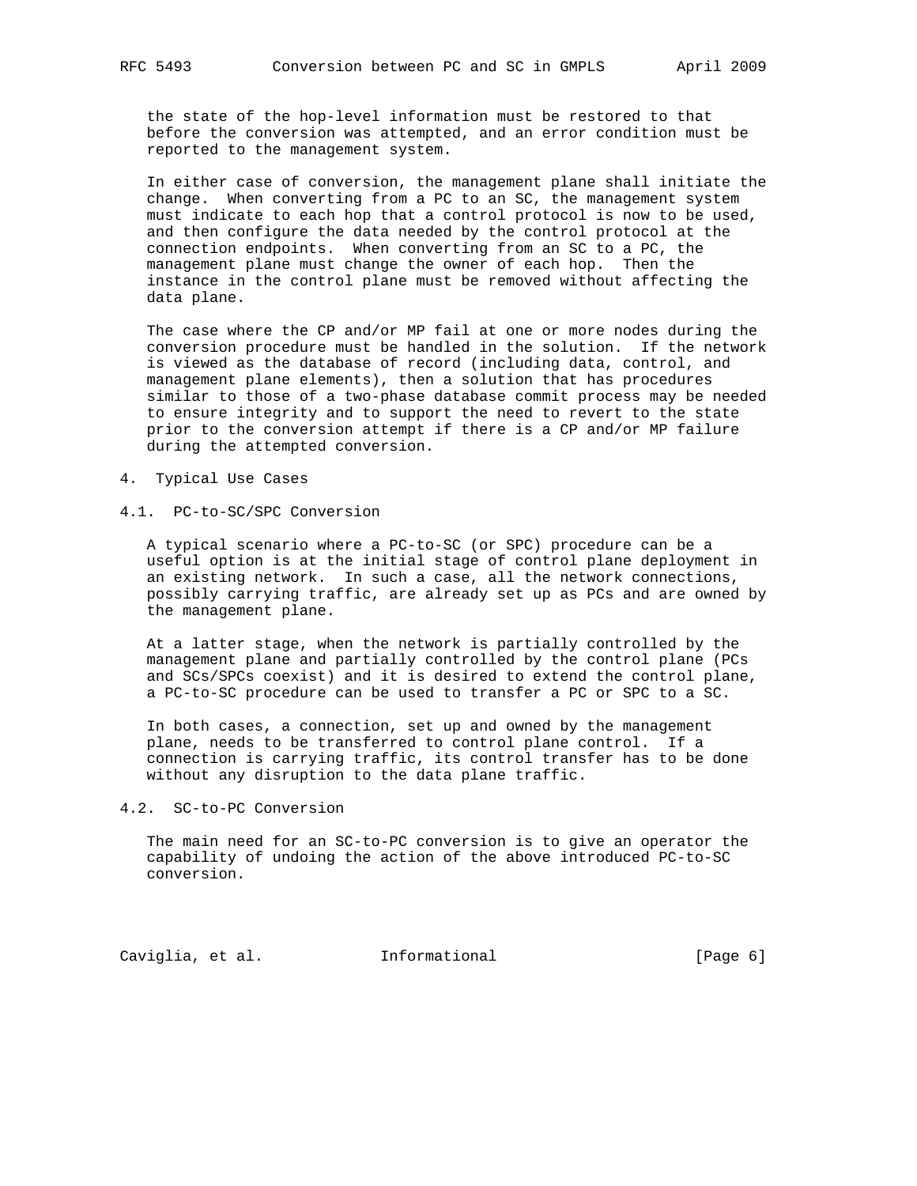the state of the hop-level information must be restored to that before the conversion was attempted, and an error condition must be reported to the management system.

In either case of conversion, the management plane shall initiate the change. When converting from a PC to an SC, the management system must indicate to each hop that a control protocol is now to be used, and then configure the data needed by the control protocol at the connection endpoints. When converting from an SC to a PC, the management plane must change the owner of each hop. Then the instance in the control plane must be removed without affecting the data plane.

The case where the CP and/or MP fail at one or more nodes during the conversion procedure must be handled in the solution. If the network is viewed as the database of record (including data, control, and management plane elements), then a solution that has procedures similar to those of a two-phase database commit process may be needed to ensure integrity and to support the need to revert to the state prior to the conversion attempt if there is a CP and/or MP failure during the attempted conversion.

## 4. Typical Use Cases

### 4.1. PC-to-SC/SPC Conversion

A typical scenario where a PC-to-SC (or SPC) procedure can be a useful option is at the initial stage of control plane deployment in an existing network. In such a case, all the network connections, possibly carrying traffic, are already set up as PCs and are owned by the management plane.

At a latter stage, when the network is partially controlled by the management plane and partially controlled by the control plane (PCs and SCs/SPCs coexist) and it is desired to extend the control plane, a PC-to-SC procedure can be used to transfer a PC or SPC to a SC.

In both cases, a connection, set up and owned by the management plane, needs to be transferred to control plane control. If a connection is carrying traffic, its control transfer has to be done without any disruption to the data plane traffic.

### 4.2. SC-to-PC Conversion

The main need for an SC-to-PC conversion is to give an operator the capability of undoing the action of the above introduced PC-to-SC conversion.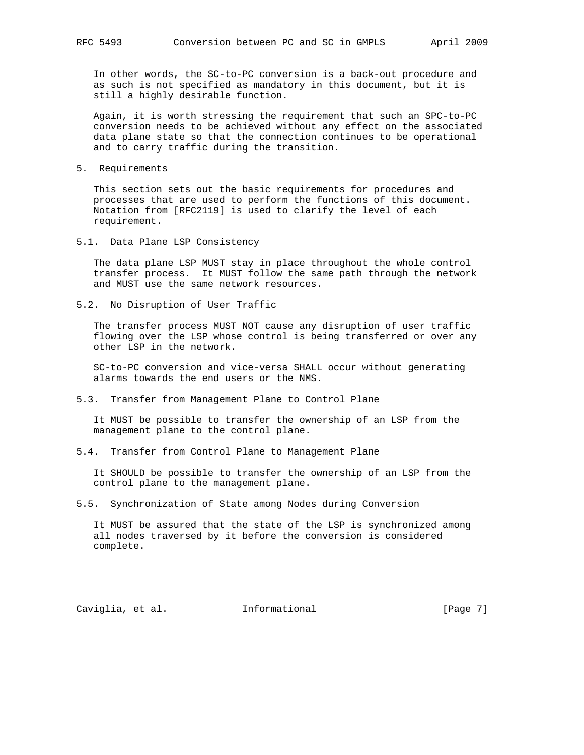In other words, the SC-to-PC conversion is a back-out procedure and as such is not specified as mandatory in this document, but it is still a highly desirable function.

Again, it is worth stressing the requirement that such an SPC-to-PC conversion needs to be achieved without any effect on the associated data plane state so that the connection continues to be operational and to carry traffic during the transition.

## 5. Requirements

This section sets out the basic requirements for procedures and processes that are used to perform the functions of this document. Notation from [RFC2119] is used to clarify the level of each requirement.

### 5.1. Data Plane LSP Consistency

The data plane LSP MUST stay in place throughout the whole control transfer process. It MUST follow the same path through the network and MUST use the same network resources.

### 5.2. No Disruption of User Traffic

The transfer process MUST NOT cause any disruption of user traffic flowing over the LSP whose control is being transferred or over any other LSP in the network.

SC-to-PC conversion and vice-versa SHALL occur without generating alarms towards the end users or the NMS.

### 5.3. Transfer from Management Plane to Control Plane

It MUST be possible to transfer the ownership of an LSP from the management plane to the control plane.

### 5.4. Transfer from Control Plane to Management Plane

It SHOULD be possible to transfer the ownership of an LSP from the control plane to the management plane.

### 5.5. Synchronization of State among Nodes during Conversion

It MUST be assured that the state of the LSP is synchronized among all nodes traversed by it before the conversion is considered complete.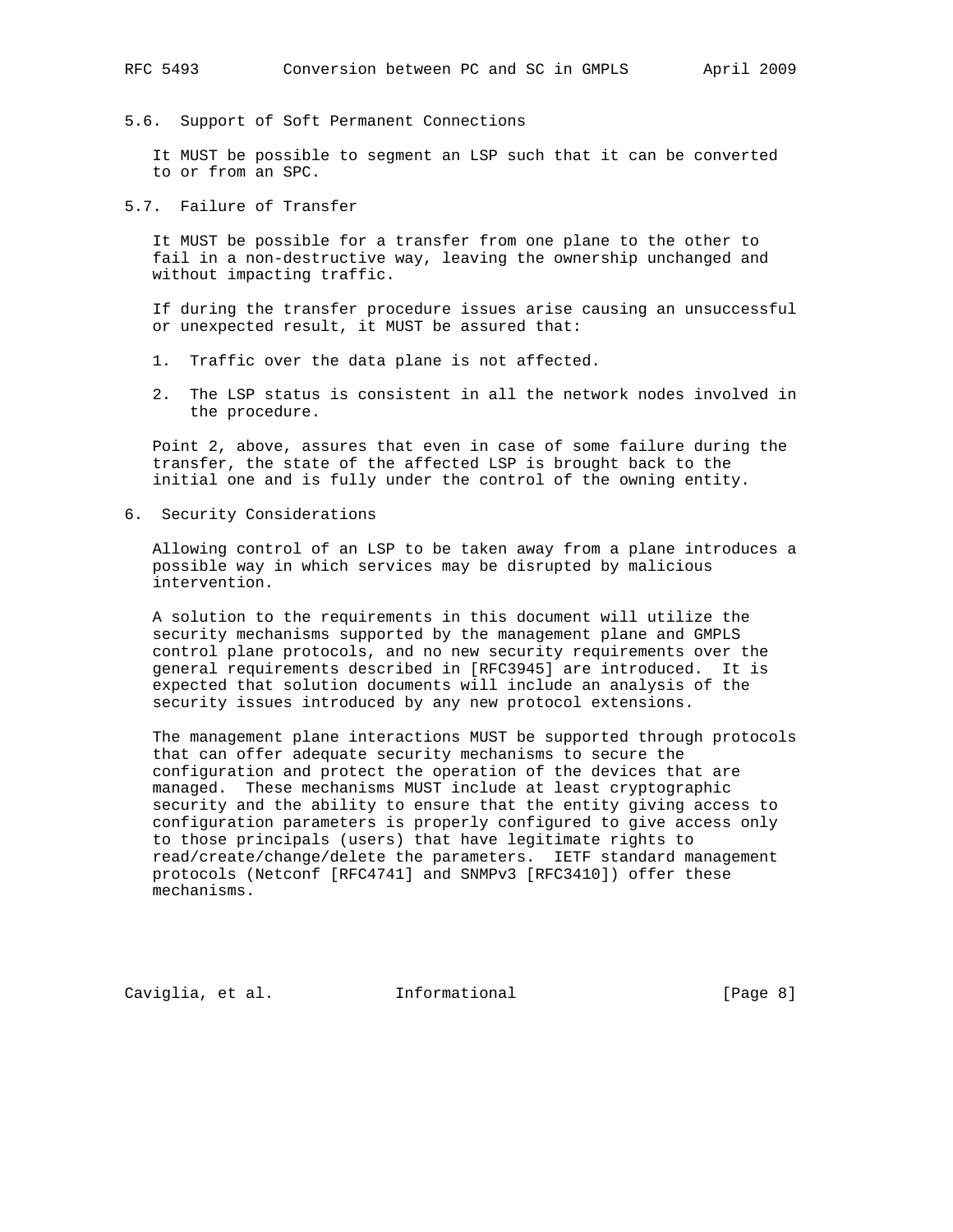### 5.6. Support of Soft Permanent Connections

It MUST be possible to segment an LSP such that it can be converted to or from an SPC.

### 5.7. Failure of Transfer

It MUST be possible for a transfer from one plane to the other to fail in a non-destructive way, leaving the ownership unchanged and without impacting traffic.

If during the transfer procedure issues arise causing an unsuccessful or unexpected result, it MUST be assured that:

1. Traffic over the data plane is not affected.
2. The LSP status is consistent in all the network nodes involved in the procedure.

Point 2, above, assures that even in case of some failure during the transfer, the state of the affected LSP is brought back to the initial one and is fully under the control of the owning entity.

## 6. Security Considerations

Allowing control of an LSP to be taken away from a plane introduces a possible way in which services may be disrupted by malicious intervention.

A solution to the requirements in this document will utilize the security mechanisms supported by the management plane and GMPLS control plane protocols, and no new security requirements over the general requirements described in [RFC3945] are introduced. It is expected that solution documents will include an analysis of the security issues introduced by any new protocol extensions.

The management plane interactions MUST be supported through protocols that can offer adequate security mechanisms to secure the configuration and protect the operation of the devices that are managed. These mechanisms MUST include at least cryptographic security and the ability to ensure that the entity giving access to configuration parameters is properly configured to give access only to those principals (users) that have legitimate rights to read/create/change/delete the parameters. IETF standard management protocols (Netconf [RFC4741] and SNMPv3 [RFC3410]) offer these mechanisms.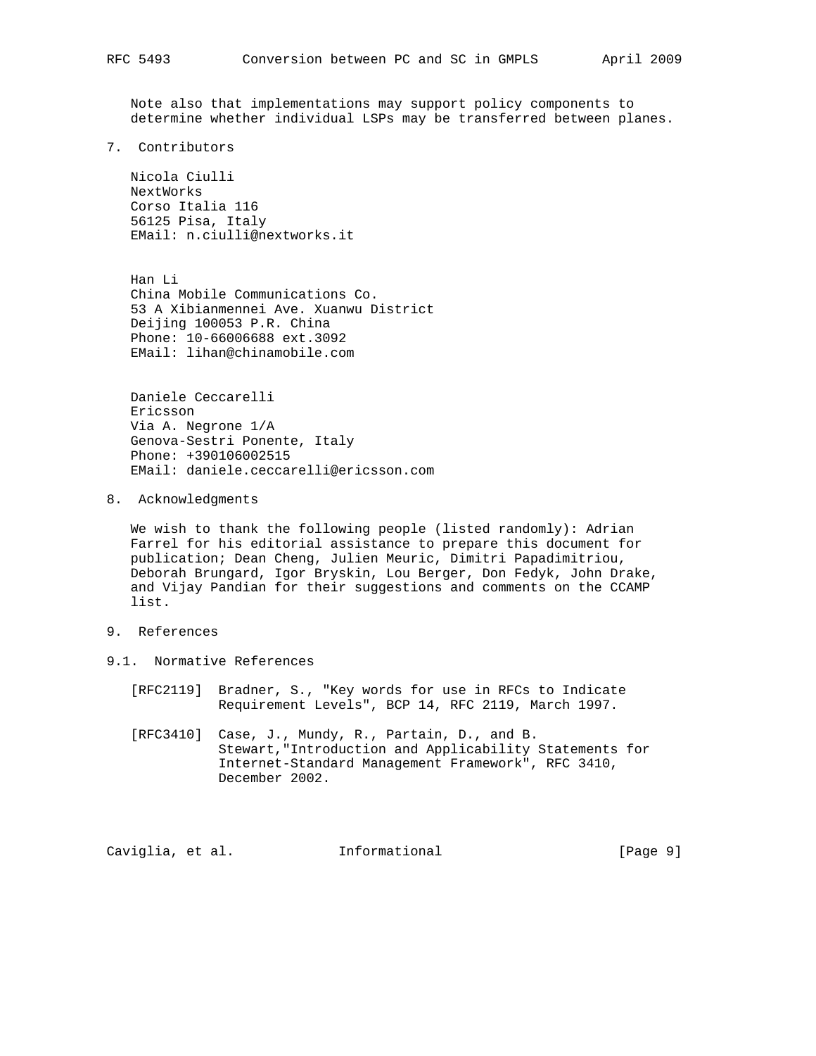Note also that implementations may support policy components to determine whether individual LSPs may be transferred between planes.

## 7. Contributors

Nicola Ciulli
NextWorks
Corso Italia 116
56125 Pisa, Italy
EMail: n.ciulli@nextworks.it

Han Li
China Mobile Communications Co.
53 A Xibianmennei Ave. Xuanwu District
Deijing 100053 P.R. China
Phone: 10-66006688 ext.3092
EMail: lihan@chinamobile.com

Daniele Ceccarelli
Ericsson
Via A. Negrone 1/A
Genova-Sestri Ponente, Italy
Phone: +390106002515
EMail: daniele.ceccarelli@ericsson.com

## 8. Acknowledgments

We wish to thank the following people (listed randomly): Adrian Farrel for his editorial assistance to prepare this document for publication; Dean Cheng, Julien Meuric, Dimitri Papadimitriou, Deborah Brungard, Igor Bryskin, Lou Berger, Don Fedyk, John Drake, and Vijay Pandian for their suggestions and comments on the CCAMP list.

## 9. References

### 9.1. Normative References

[RFC2119] Bradner, S., "Key words for use in RFCs to Indicate Requirement Levels", BCP 14, RFC 2119, March 1997.

[RFC3410] Case, J., Mundy, R., Partain, D., and B. Stewart,"Introduction and Applicability Statements for Internet-Standard Management Framework", RFC 3410, December 2002.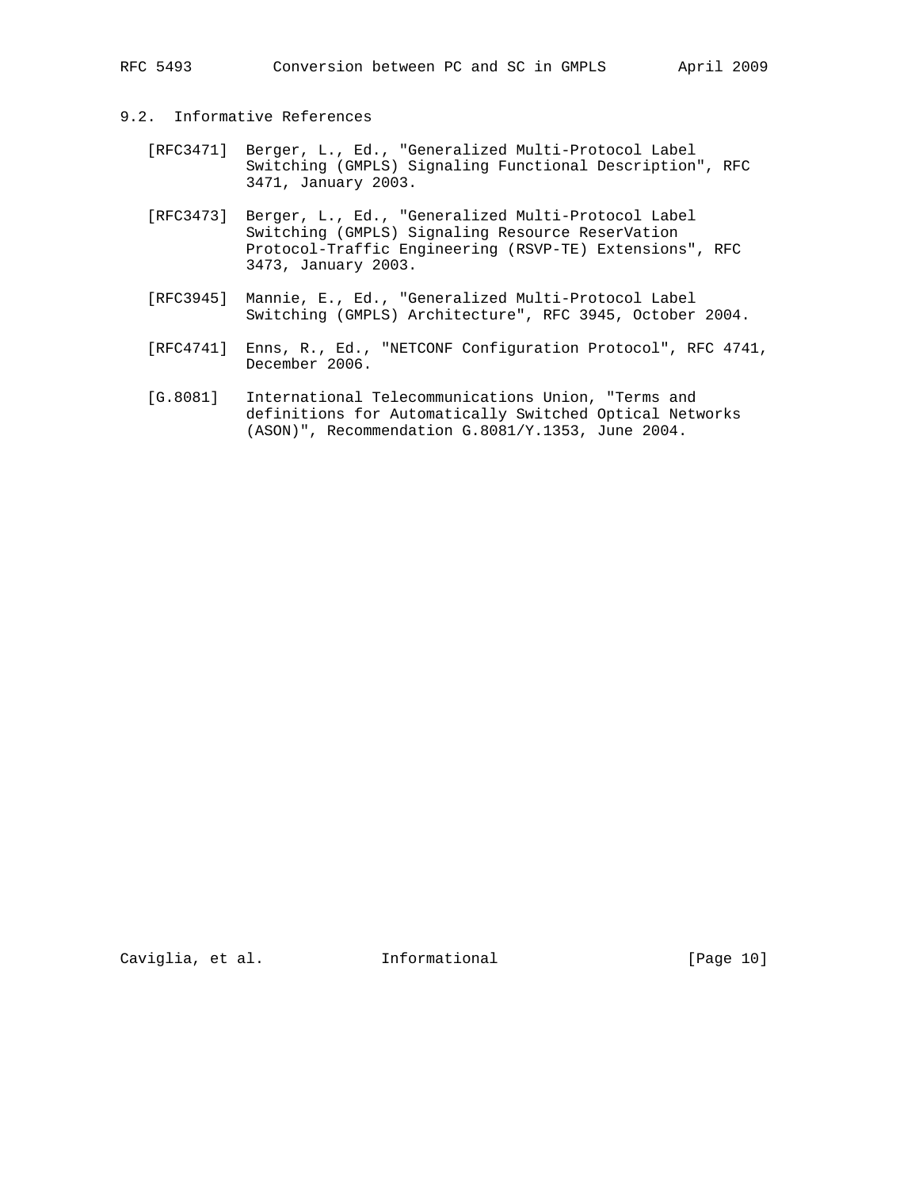## 9.2. Informative References

[RFC3471] Berger, L., Ed., "Generalized Multi-Protocol Label Switching (GMPLS) Signaling Functional Description", RFC 3471, January 2003.

[RFC3473] Berger, L., Ed., "Generalized Multi-Protocol Label Switching (GMPLS) Signaling Resource ReserVation Protocol-Traffic Engineering (RSVP-TE) Extensions", RFC 3473, January 2003.

[RFC3945] Mannie, E., Ed., "Generalized Multi-Protocol Label Switching (GMPLS) Architecture", RFC 3945, October 2004.

[RFC4741] Enns, R., Ed., "NETCONF Configuration Protocol", RFC 4741, December 2006.

[G.8081] International Telecommunications Union, "Terms and definitions for Automatically Switched Optical Networks (ASON)", Recommendation G.8081/Y.1353, June 2004.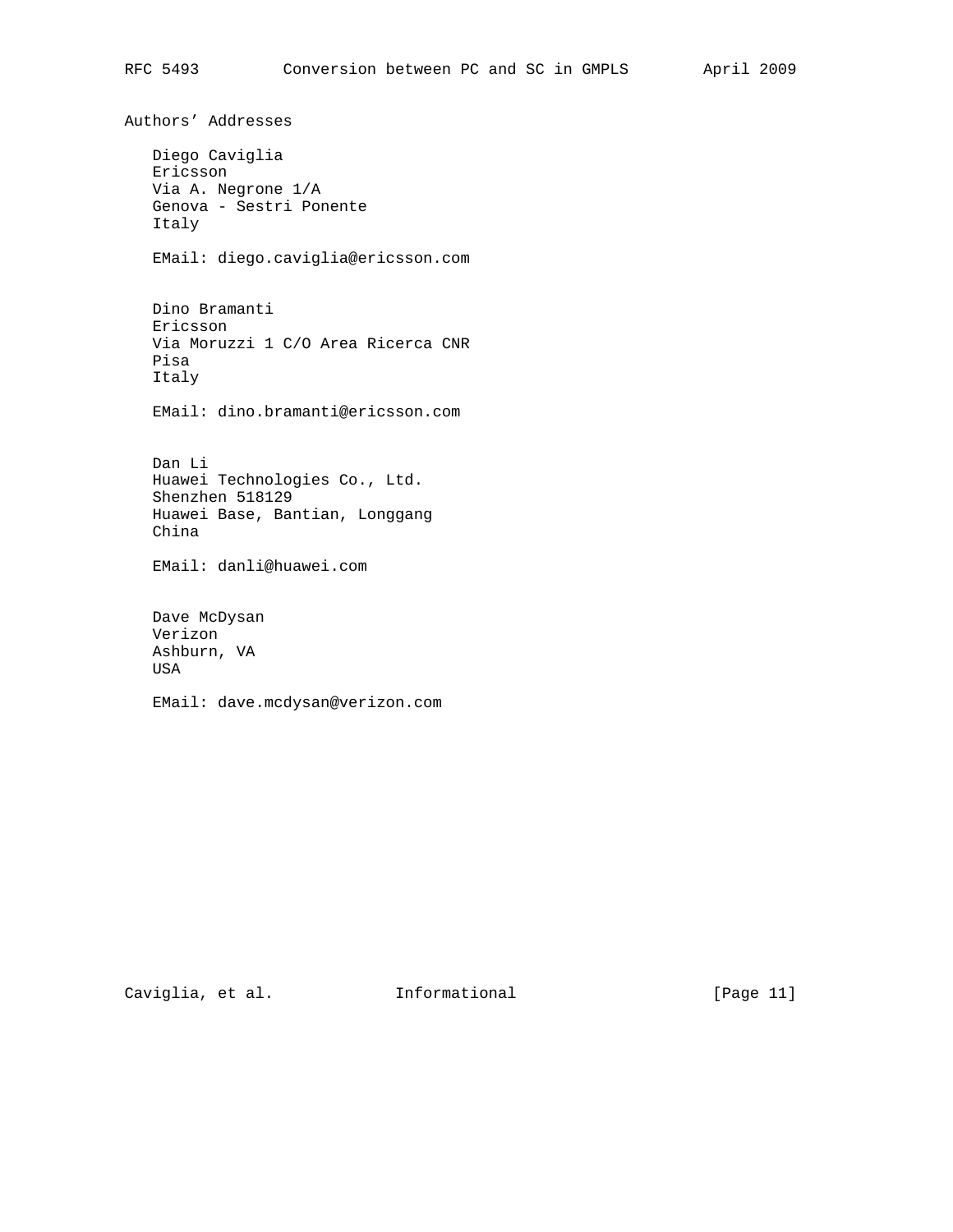## Authors' Addresses

Diego Caviglia
Ericsson
Via A. Negrone 1/A
Genova - Sestri Ponente
Italy

EMail: diego.caviglia@ericsson.com

Dino Bramanti
Ericsson
Via Moruzzi 1 C/O Area Ricerca CNR
Pisa
Italy

EMail: dino.bramanti@ericsson.com

Dan Li
Huawei Technologies Co., Ltd.
Shenzhen 518129
Huawei Base, Bantian, Longgang
China

EMail: danli@huawei.com

Dave McDysan
Verizon
Ashburn, VA
USA

EMail: dave.mcdysan@verizon.com